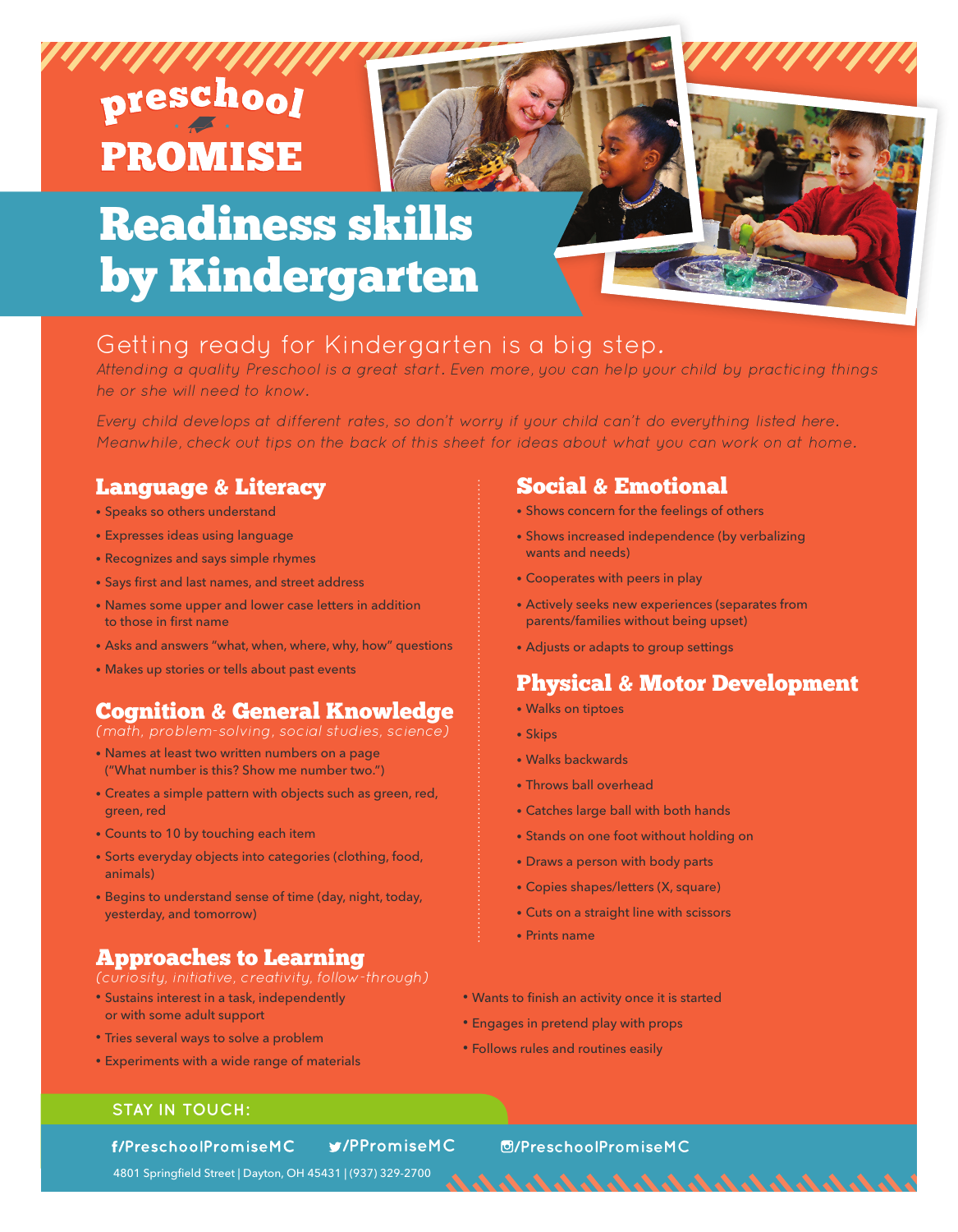# preschool PROMISE

# Readiness skills by Kindergarten

## Getting ready for Kindergarten is a big step.

*Attending a quality Preschool is a great start. Even more, you can help your child by practicing things he or she will need to know.*

*Every child develops at different rates, so don't worry if your child can't do everything listed here. Meanwhile, check out tips on the back of this sheet for ideas about what you can work on at home.*

## Language & Literacy

- Speaks so others understand
- Expresses ideas using language
- Recognizes and says simple rhymes
- Says first and last names, and street address
- Names some upper and lower case letters in addition to those in first name
- Asks and answers "what, when, where, why, how" questions
- Makes up stories or tells about past events

## Cognition & General Knowledge

*(math, problem-solving, social studies, science)*

- Names at least two written numbers on a page ("What number is this? Show me number two.")
- Creates a simple pattern with objects such as green, red, green, red
- Counts to 10 by touching each item
- Sorts everyday objects into categories (clothing, food, animals)
- Begins to understand sense of time (day, night, today, yesterday, and tomorrow)

## Social & Emotional

- Shows concern for the feelings of others
- Shows increased independence (by verbalizing wants and needs)
- Cooperates with peers in play
- Actively seeks new experiences (separates from parents/families without being upset)
- Adjusts or adapts to group settings

## Physical & Motor Development

- Walks on tiptoes
- Skips
- Walks backwards
- Throws ball overhead
- Catches large ball with both hands
- Stands on one foot without holding on
- Draws a person with body parts
- Copies shapes/letters (X, square)
- Cuts on a straight line with scissors
- Prints name

## Approaches to Learning

*(curiosity, initiative, creativity, follow-through)*

- Sustains interest in a task, independently or with some adult support
- Tries several ways to solve a problem
- Experiments with a wide range of materials
- Wants to finish an activity once it is started
- Engages in pretend play with props
- Follows rules and routines easily

**STAY IN TOUCH:**

f/PreschoolPromiseMC    /PPromiseMC    /PreschoolPromiseMC

4801 Springfield Street | Dayton, OH 45431 | (937) 329-2700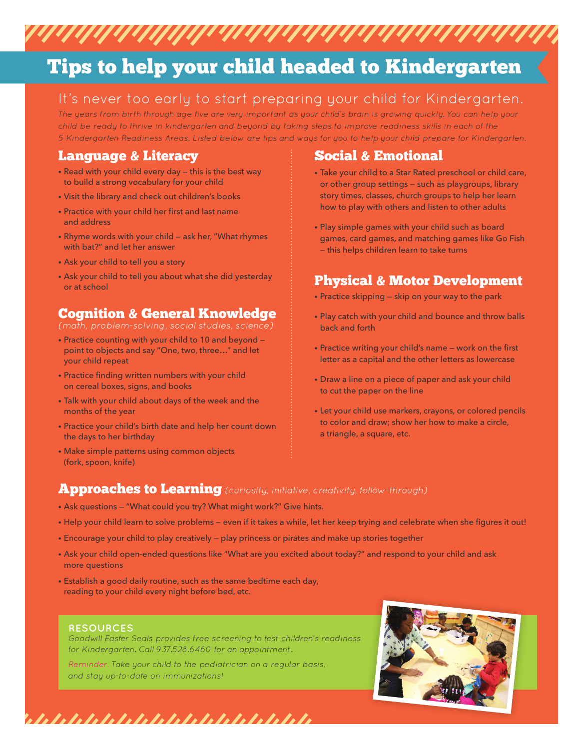# Tips to help your child headed to Kindergarten

## It's never too early to start preparing your child for Kindergarten.

*The years from birth through age five are very important as your child's brain is growing quickly. You can help your child be ready to thrive in kindergarten and beyond by taking steps to improve readiness skills in each of the 5 Kindergarten Readiness Areas. Listed below are tips and ways for you to help your child prepare for Kindergarten.*

## Language & Literacy

- Read with your child every day – this is the best way to build a strong vocabulary for your child
- Visit the library and check out children's books
- Practice with your child her first and last name and address
- Rhyme words with your child – ask her, "What rhymes with bat?" and let her answer
- Ask your child to tell you a story
- Ask your child to tell you about what she did yesterday or at school

## Cognition & General Knowledge

*(math, problem-solving, social studies, science)*

- Practice counting with your child to 10 and beyond – point to objects and say "One, two, three…" and let your child repeat
- Practice finding written numbers with your child on cereal boxes, signs, and books
- Talk with your child about days of the week and the months of the year
- Practice your child's birth date and help her count down the days to her birthday
- Make simple patterns using common objects (fork, spoon, knife)

## Social & Emotional

- Take your child to a Star Rated preschool or child care, or other group settings – such as playgroups, library story times, classes, church groups to help her learn how to play with others and listen to other adults
- Play simple games with your child such as board games, card games, and matching games like Go Fish – this helps children learn to take turns

## Physical & Motor Development

- Practice skipping – skip on your way to the park
- Play catch with your child and bounce and throw balls back and forth
- Practice writing your child's name – work on the first letter as a capital and the other letters as lowercase
- Draw a line on a piece of paper and ask your child to cut the paper on the line
- Let your child use markers, crayons, or colored pencils to color and draw; show her how to make a circle, a triangle, a square, etc.

## Approaches to Learning *(curiosity, initiative, creativity, follow-through)*

- Ask questions – "What could you try? What might work?" Give hints.
- Help your child learn to solve problems – even if it takes a while, let her keep trying and celebrate when she figures it out!
- Encourage your child to play creatively – play princess or pirates and make up stories together
- Ask your child open-ended questions like "What are you excited about today?" and respond to your child and ask more questions
- Establish a good daily routine, such as the same bedtime each day, reading to your child every night before bed, etc.

**RESOURCES**

*Goodwill Easter Seals provides free screening to test children's readiness for Kindergarten. Call 937.528.6460 for an appointment.*

*Reminder: Take your child to the pediatrician on a regular basis, and stay up-to-date on immunizations!*